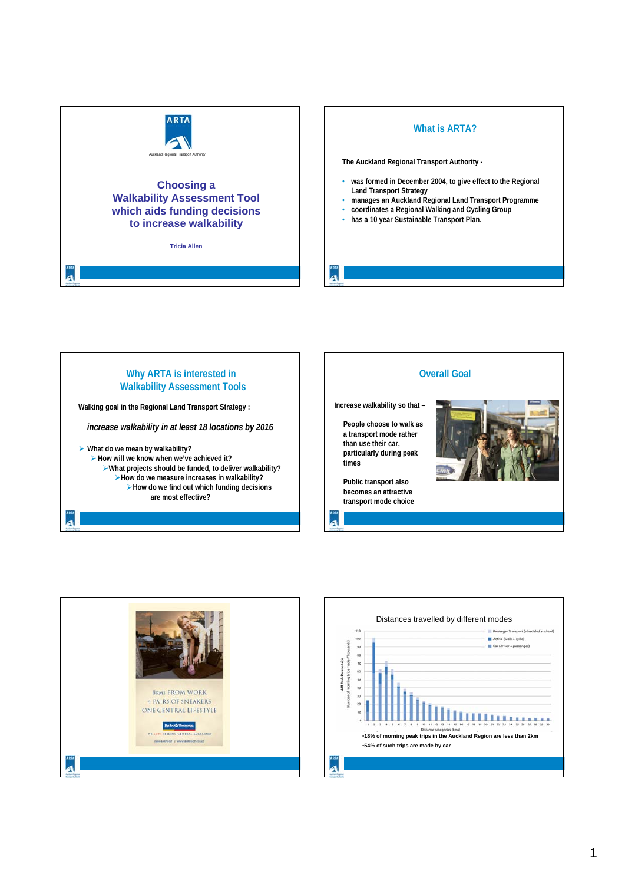ARTA

Auckland Regional Transport Authority

# Choosing a Walkability Assessment Tool which aids funding decisions to increase walkability

Tricia Allen

## What is ARTA?

The Auckland Regional Transport Authority -

- was formed in December 2004, to give effect to the Regional Land Transport Strategy
- manages an Auckland Regional Land Transport Programme
- coordinates a Regional Walking and Cycling Group
- has a 10 year Sustainable Transport Plan.

## Why ARTA is interested in Walkability Assessment Tools

Walking goal in the Regional Land Transport Strategy :

*increase walkability in at least 18 locations by 2016*

- What do we mean by walkability?
  - How will we know when we've achieved it?
    - What projects should be funded, to deliver walkability?
      - How do we measure increases in walkability?
        - How do we find out which funding decisions are most effective?

## Overall Goal

Increase walkability so that –

People choose to walk as a transport mode rather than use their car, particularly during peak times

Public transport also becomes an attractive transport mode choice

8KMS FROM WORK
4 PAIRS OF SNEAKERS
ONE CENTRAL LIFESTYLE

## Distances travelled by different modes

- Passenger Transport (scheduled + school)
- Active (walk + cycle)
- Car (driver + passenger)

AM Peak Person trips — Number of morning trips made (Thousands)

Distance categories (kms)

- 18% of morning peak trips in the Auckland Region are less than 2km
- 54% of such trips are made by car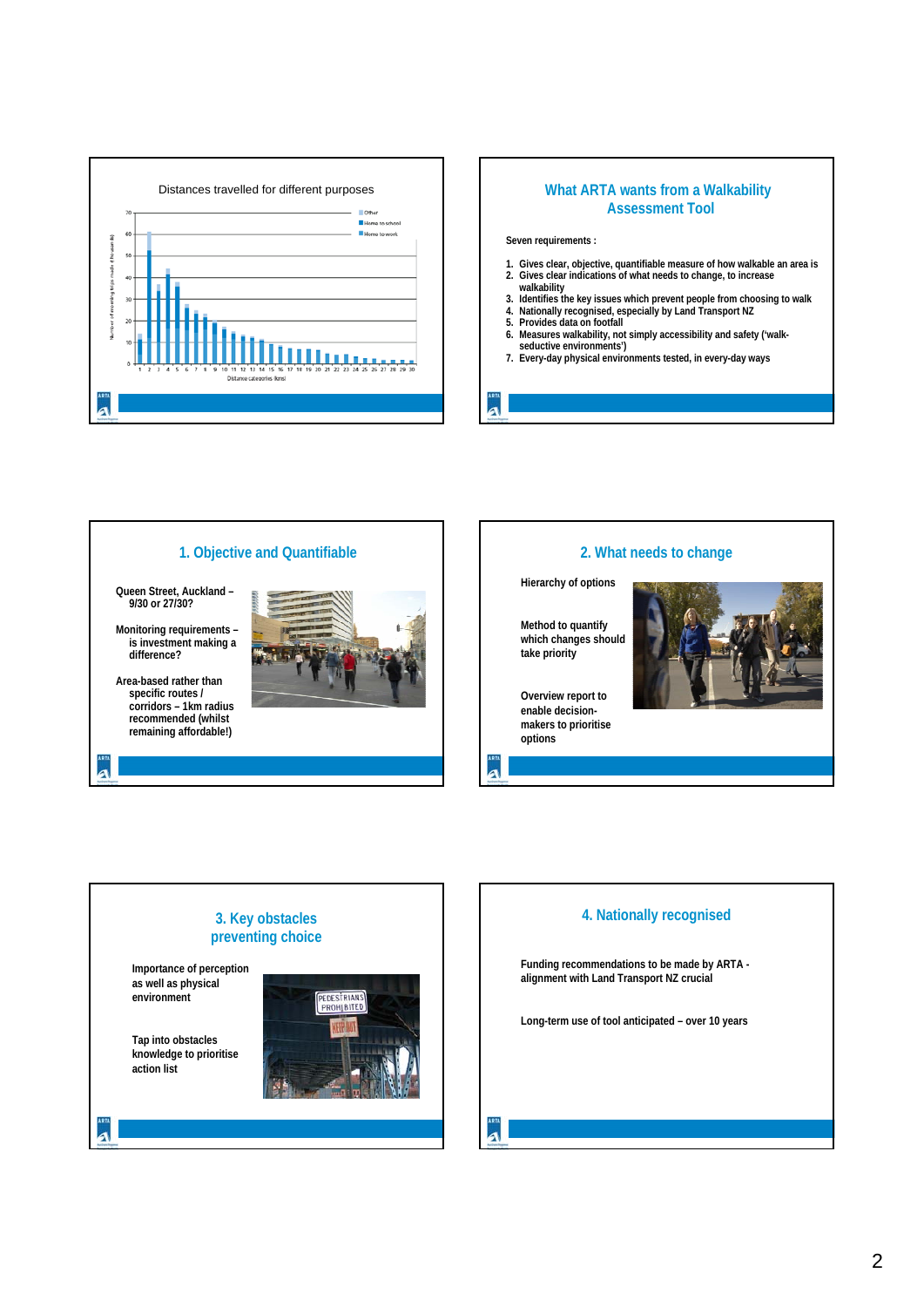## Distances travelled for different purposes

(Chart: Number of recurring trips made (thousands) by Distance categories (kms), 1–30; legend: Other, Home to school, Home to work)

## What ARTA wants from a Walkability Assessment Tool

Seven requirements :

1. Gives clear, objective, quantifiable measure of how walkable an area is
2. Gives clear indications of what needs to change, to increase walkability
3. Identifies the key issues which prevent people from choosing to walk
4. Nationally recognised, especially by Land Transport NZ
5. Provides data on footfall
6. Measures walkability, not simply accessibility and safety ('walk-seductive environments')
7. Every-day physical environments tested, in every-day ways

## 1. Objective and Quantifiable

Queen Street, Auckland – 9/30 or 27/30?

Monitoring requirements – is investment making a difference?

Area-based rather than specific routes / corridors – 1km radius recommended (whilst remaining affordable!)

## 2. What needs to change

Hierarchy of options

Method to quantify which changes should take priority

Overview report to enable decision-makers to prioritise options

## 3. Key obstacles preventing choice

Importance of perception as well as physical environment

Tap into obstacles knowledge to prioritise action list

## 4. Nationally recognised

Funding recommendations to be made by ARTA - alignment with Land Transport NZ crucial

Long-term use of tool anticipated – over 10 years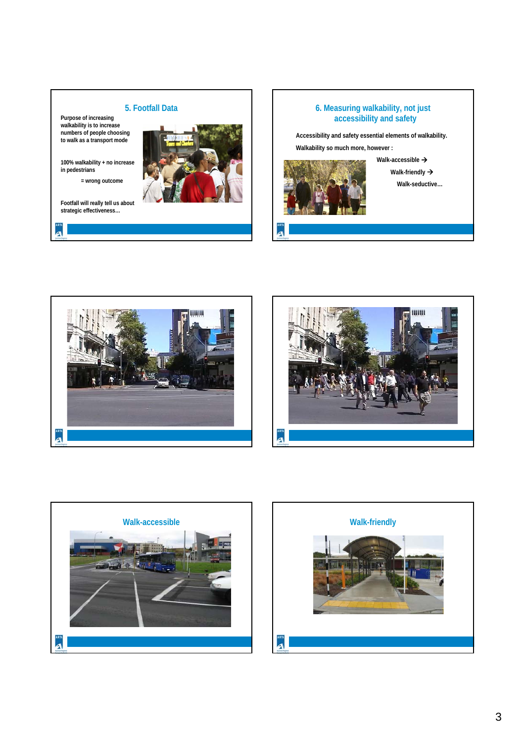## 5. Footfall Data

Purpose of increasing walkability is to increase numbers of people choosing to walk as a transport mode

100% walkability + no increase in pedestrians

= wrong outcome

Footfall will really tell us about strategic effectiveness…

## 6. Measuring walkability, not just accessibility and safety

Accessibility and safety essential elements of walkability.

Walkability so much more, however :

Walk-accessible →

Walk-friendly →

Walk-seductive…

## Walk-accessible

## Walk-friendly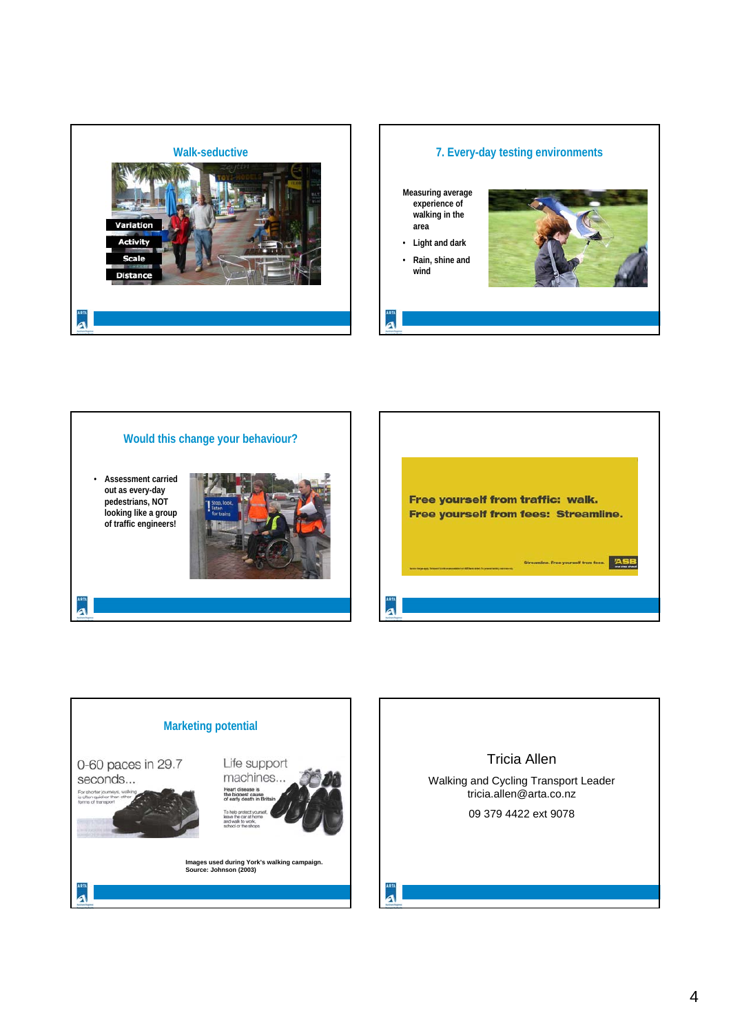## Walk-seductive

Variation
Activity
Scale
Distance

## 7. Every-day testing environments

Measuring average experience of walking in the area

- Light and dark
- Rain, shine and wind

## Would this change your behaviour?

- Assessment carried out as every-day pedestrians, NOT looking like a group of traffic engineers!

Free yourself from traffic: walk.
Free yourself from fees: Streamline.

## Marketing potential

0-60 paces in 29.7 seconds...

Life support machines...

Images used during York's walking campaign.
Source: Johnson (2003)

Tricia Allen

Walking and Cycling Transport Leader
tricia.allen@arta.co.nz

09 379 4422 ext 9078